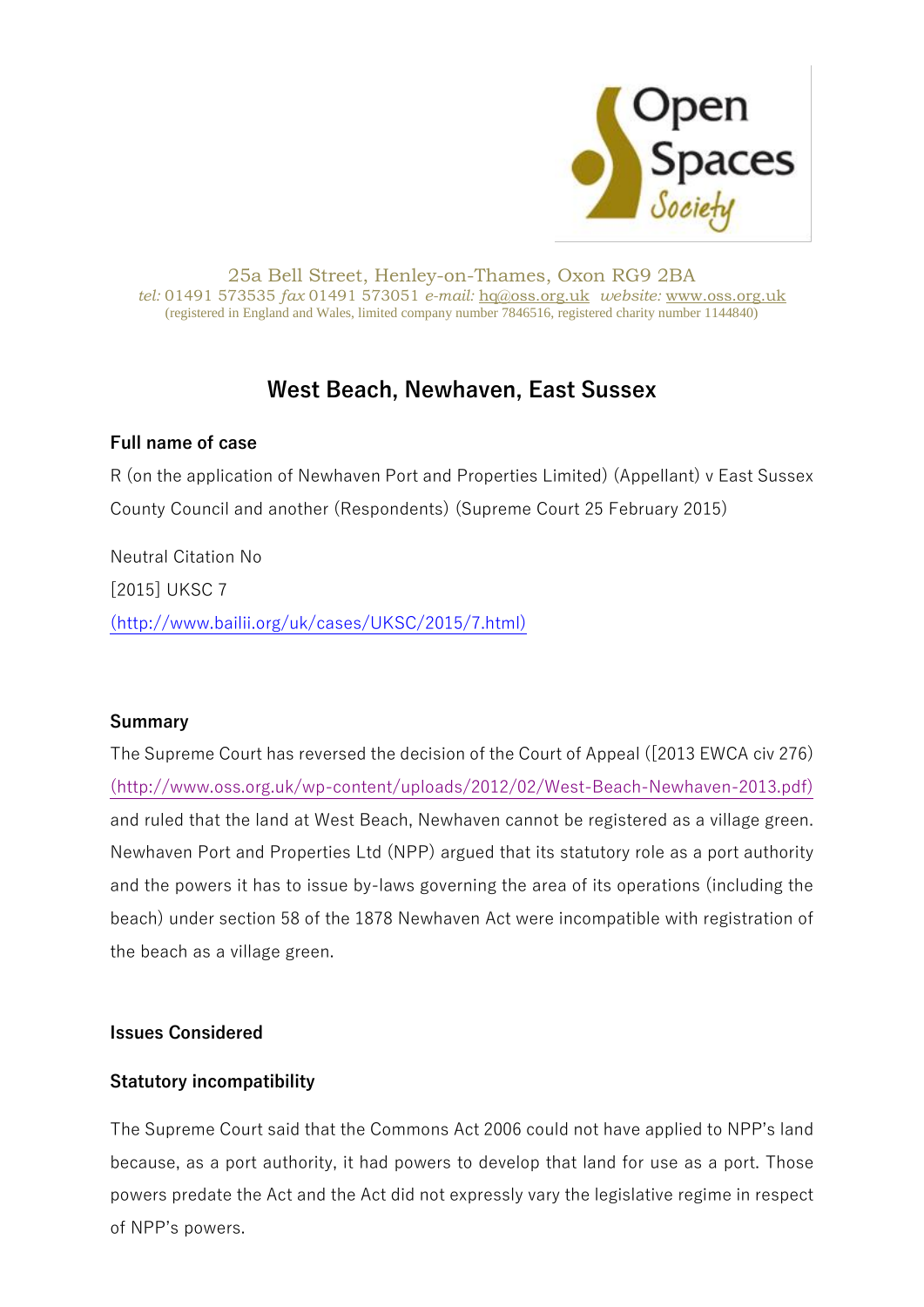Open Spaces Society

25a Bell Street, Henley-on-Thames, Oxon RG9 2BA
*tel:* 01491 573535 *fax* 01491 573051 *e-mail:* hq@oss.org.uk *website:* www.oss.org.uk
(registered in England and Wales, limited company number 7846516, registered charity number 1144840)

# West Beach, Newhaven, East Sussex

## Full name of case

R (on the application of Newhaven Port and Properties Limited) (Appellant) v East Sussex County Council and another (Respondents) (Supreme Court 25 February 2015)

Neutral Citation No
[2015] UKSC 7
(http://www.bailii.org/uk/cases/UKSC/2015/7.html)

## Summary

The Supreme Court has reversed the decision of the Court of Appeal ([2013 EWCA civ 276) (http://www.oss.org.uk/wp-content/uploads/2012/02/West-Beach-Newhaven-2013.pdf) and ruled that the land at West Beach, Newhaven cannot be registered as a village green. Newhaven Port and Properties Ltd (NPP) argued that its statutory role as a port authority and the powers it has to issue by-laws governing the area of its operations (including the beach) under section 58 of the 1878 Newhaven Act were incompatible with registration of the beach as a village green.

## Issues Considered

### Statutory incompatibility

The Supreme Court said that the Commons Act 2006 could not have applied to NPP's land because, as a port authority, it had powers to develop that land for use as a port. Those powers predate the Act and the Act did not expressly vary the legislative regime in respect of NPP's powers.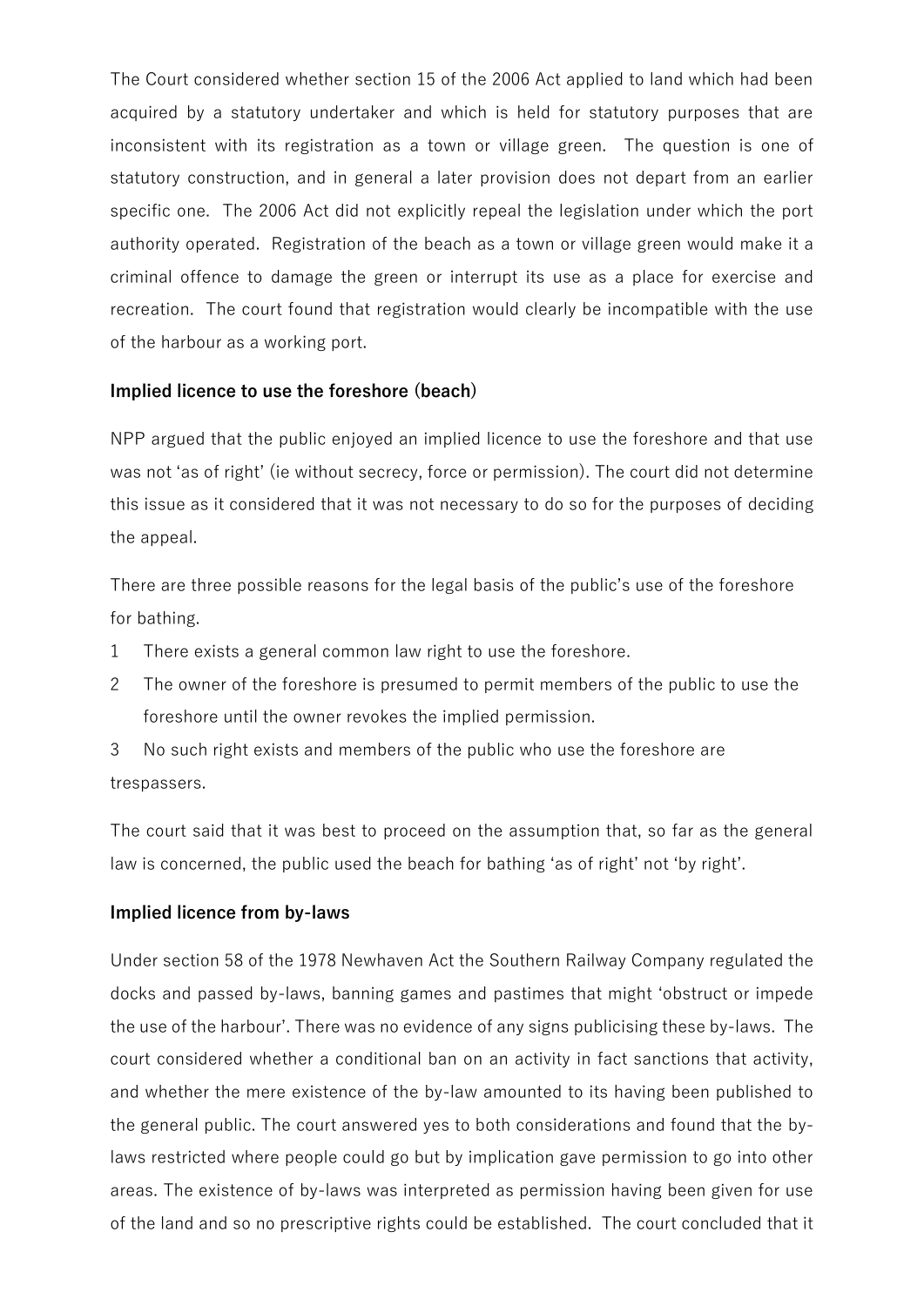The Court considered whether section 15 of the 2006 Act applied to land which had been acquired by a statutory undertaker and which is held for statutory purposes that are inconsistent with its registration as a town or village green. The question is one of statutory construction, and in general a later provision does not depart from an earlier specific one. The 2006 Act did not explicitly repeal the legislation under which the port authority operated. Registration of the beach as a town or village green would make it a criminal offence to damage the green or interrupt its use as a place for exercise and recreation. The court found that registration would clearly be incompatible with the use of the harbour as a working port.

**Implied licence to use the foreshore (beach)**

NPP argued that the public enjoyed an implied licence to use the foreshore and that use was not 'as of right' (ie without secrecy, force or permission). The court did not determine this issue as it considered that it was not necessary to do so for the purposes of deciding the appeal.

There are three possible reasons for the legal basis of the public's use of the foreshore for bathing.

1. There exists a general common law right to use the foreshore.
2. The owner of the foreshore is presumed to permit members of the public to use the foreshore until the owner revokes the implied permission.
3. No such right exists and members of the public who use the foreshore are trespassers.

The court said that it was best to proceed on the assumption that, so far as the general law is concerned, the public used the beach for bathing 'as of right' not 'by right'.

**Implied licence from by-laws**

Under section 58 of the 1978 Newhaven Act the Southern Railway Company regulated the docks and passed by-laws, banning games and pastimes that might 'obstruct or impede the use of the harbour'. There was no evidence of any signs publicising these by-laws. The court considered whether a conditional ban on an activity in fact sanctions that activity, and whether the mere existence of the by-law amounted to its having been published to the general public. The court answered yes to both considerations and found that the by-laws restricted where people could go but by implication gave permission to go into other areas. The existence of by-laws was interpreted as permission having been given for use of the land and so no prescriptive rights could be established. The court concluded that it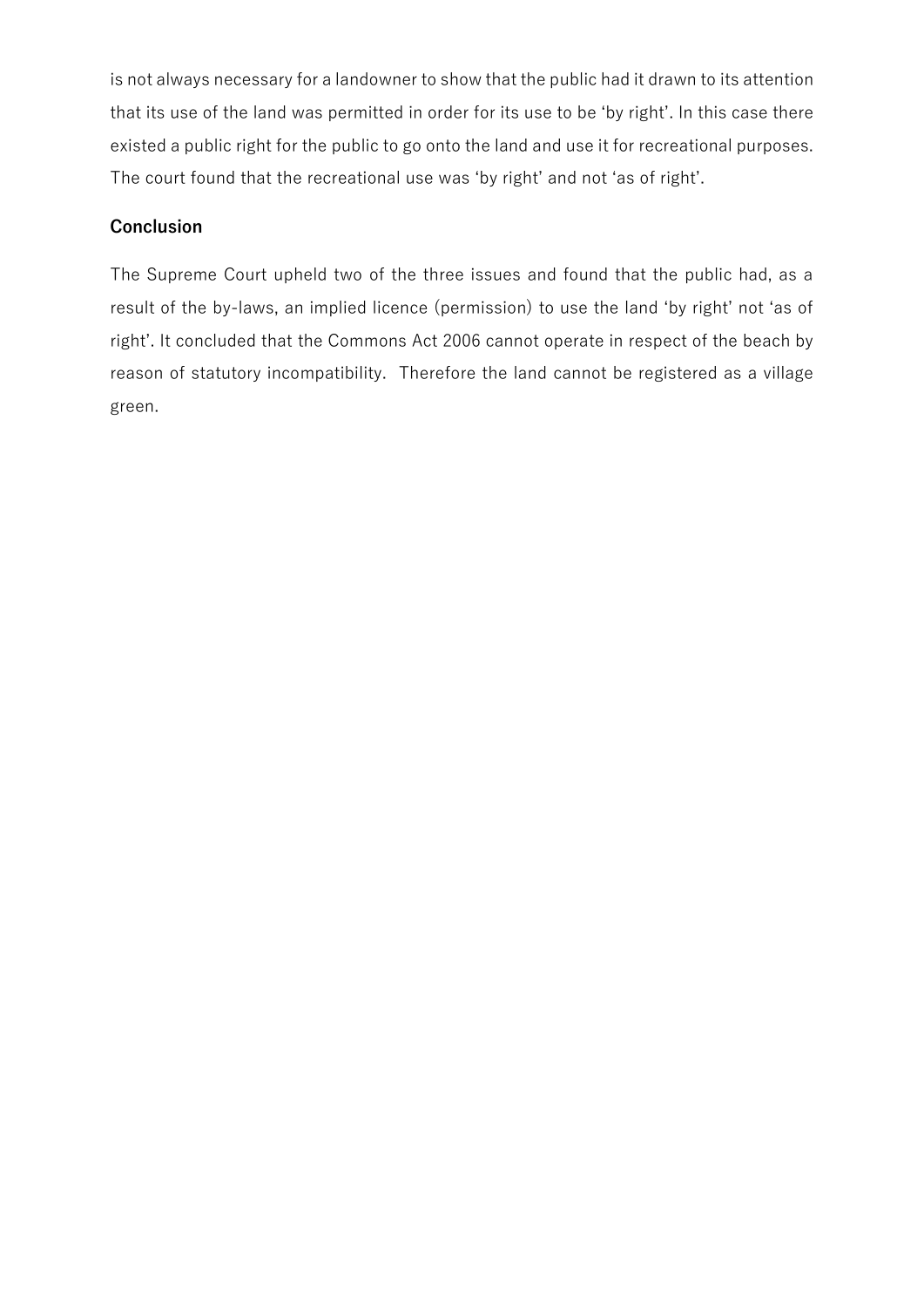is not always necessary for a landowner to show that the public had it drawn to its attention that its use of the land was permitted in order for its use to be 'by right'. In this case there existed a public right for the public to go onto the land and use it for recreational purposes. The court found that the recreational use was 'by right' and not 'as of right'.

## Conclusion

The Supreme Court upheld two of the three issues and found that the public had, as a result of the by-laws, an implied licence (permission) to use the land 'by right' not 'as of right'. It concluded that the Commons Act 2006 cannot operate in respect of the beach by reason of statutory incompatibility. Therefore the land cannot be registered as a village green.